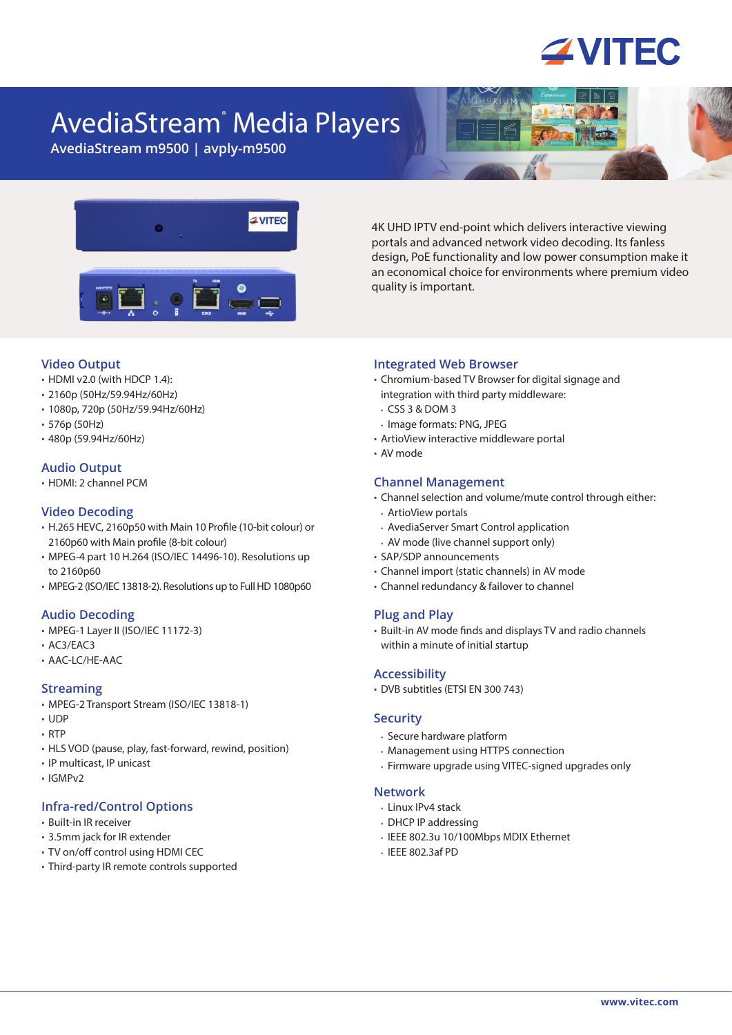# AvediaStream® Media Players

**AvediaStream m9500 | avply-m9500**

4K UHD IPTV end-point which delivers interactive viewing portals and advanced network video decoding. Its fanless design, PoE functionality and low power consumption make it an economical choice for environments where premium video quality is important.

## Video Output

- HDMI v2.0 (with HDCP 1.4):
- 2160p (50Hz/59.94Hz/60Hz)
- 1080p, 720p (50Hz/59.94Hz/60Hz)
- 576p (50Hz)
- 480p (59.94Hz/60Hz)

## Audio Output

- HDMI: 2 channel PCM

## Video Decoding

- H.265 HEVC, 2160p50 with Main 10 Profile (10-bit colour) or 2160p60 with Main profile (8-bit colour)
- MPEG-4 part 10 H.264 (ISO/IEC 14496-10). Resolutions up to 2160p60
- MPEG-2 (ISO/IEC 13818-2). Resolutions up to Full HD 1080p60

## Audio Decoding

- MPEG-1 Layer II (ISO/IEC 11172-3)
- AC3/EAC3
- AAC-LC/HE-AAC

## Streaming

- MPEG-2 Transport Stream (ISO/IEC 13818-1)
- UDP
- RTP
- HLS VOD (pause, play, fast-forward, rewind, position)
- IP multicast, IP unicast
- IGMPv2

## Infra-red/Control Options

- Built-in IR receiver
- 3.5mm jack for IR extender
- TV on/off control using HDMI CEC
- Third-party IR remote controls supported

## Integrated Web Browser

- Chromium-based TV Browser for digital signage and integration with third party middleware:
  - CSS 3 & DOM 3
  - Image formats: PNG, JPEG
- ArtioView interactive middleware portal
- AV mode

## Channel Management

- Channel selection and volume/mute control through either:
  - ArtioView portals
  - AvediaServer Smart Control application
  - AV mode (live channel support only)
- SAP/SDP announcements
- Channel import (static channels) in AV mode
- Channel redundancy & failover to channel

## Plug and Play

- Built-in AV mode finds and displays TV and radio channels within a minute of initial startup

## Accessibility

- DVB subtitles (ETSI EN 300 743)

## Security

- Secure hardware platform
- Management using HTTPS connection
- Firmware upgrade using VITEC-signed upgrades only

## Network

- Linux IPv4 stack
- DHCP IP addressing
- IEEE 802.3u 10/100Mbps MDIX Ethernet
- IEEE 802.3af PD

www.vitec.com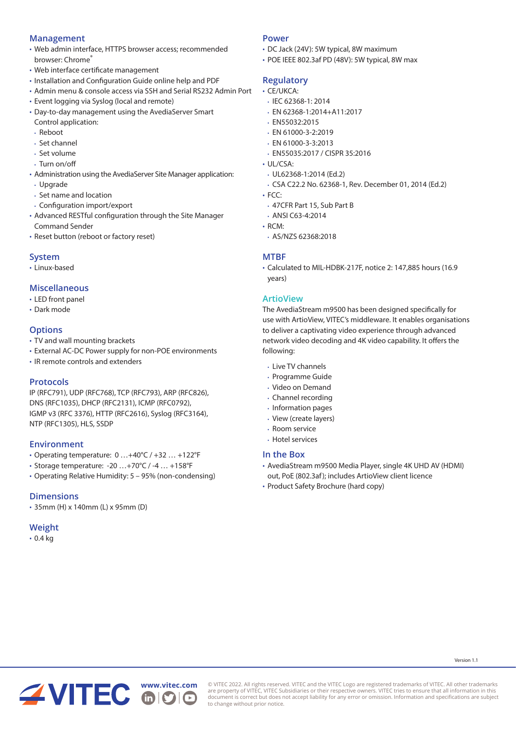## Management

- Web admin interface, HTTPS browser access; recommended browser: Chrome®
- Web interface certificate management
- Installation and Configuration Guide online help and PDF
- Admin menu & console access via SSH and Serial RS232 Admin Port
- Event logging via Syslog (local and remote)
- Day-to-day management using the AvediaServer Smart Control application:
  - Reboot
  - Set channel
  - Set volume
  - Turn on/off
- Administration using the AvediaServer Site Manager application:
  - Upgrade
  - Set name and location
  - Configuration import/export
- Advanced RESTful configuration through the Site Manager Command Sender
- Reset button (reboot or factory reset)

## System

- Linux-based

## Miscellaneous

- LED front panel
- Dark mode

## Options

- TV and wall mounting brackets
- External AC-DC Power supply for non-POE environments
- IR remote controls and extenders

## Protocols

IP (RFC791), UDP (RFC768), TCP (RFC793), ARP (RFC826), DNS (RFC1035), DHCP (RFC2131), ICMP (RFC0792), IGMP v3 (RFC 3376), HTTP (RFC2616), Syslog (RFC3164), NTP (RFC1305), HLS, SSDP

## Environment

- Operating temperature: 0 …+40°C / +32 … +122°F
- Storage temperature: -20 …+70°C / -4 … +158°F
- Operating Relative Humidity: 5 – 95% (non-condensing)

## Dimensions

- 35mm (H) x 140mm (L) x 95mm (D)

## Weight

- 0.4 kg

## Power

- DC Jack (24V): 5W typical, 8W maximum
- POE IEEE 802.3af PD (48V): 5W typical, 8W max

## Regulatory

- CE/UKCA:
  - IEC 62368-1: 2014
  - EN 62368-1:2014+A11:2017
  - EN55032:2015
  - EN 61000-3-2:2019
  - EN 61000-3-3:2013
  - EN55035:2017 / CISPR 35:2016
- UL/CSA:
  - UL62368-1:2014 (Ed.2)
  - CSA C22.2 No. 62368-1, Rev. December 01, 2014 (Ed.2)
- FCC:
  - 47CFR Part 15, Sub Part B
  - ANSI C63-4:2014
- RCM:
  - AS/NZS 62368:2018

## MTBF

- Calculated to MIL-HDBK-217F, notice 2: 147,885 hours (16.9 years)

## ArtioView

The AvediaStream m9500 has been designed specifically for use with ArtioView, VITEC's middleware. It enables organisations to deliver a captivating video experience through advanced network video decoding and 4K video capability. It offers the following:

- Live TV channels
- Programme Guide
- Video on Demand
- Channel recording
- Information pages
- View (create layers)
- Room service
- Hotel services

## In the Box

- AvediaStream m9500 Media Player, single 4K UHD AV (HDMI) out, PoE (802.3af); includes ArtioView client licence
- Product Safety Brochure (hard copy)

Version 1.1

VITEC www.vitec.com

© VITEC 2022. All rights reserved. VITEC and the VITEC Logo are registered trademarks of VITEC. All other trademarks are property of VITEC, VITEC Subsidiaries or their respective owners. VITEC tries to ensure that all information in this document is correct but does not accept liability for any error or omission. Information and specifications are subject to change without prior notice.